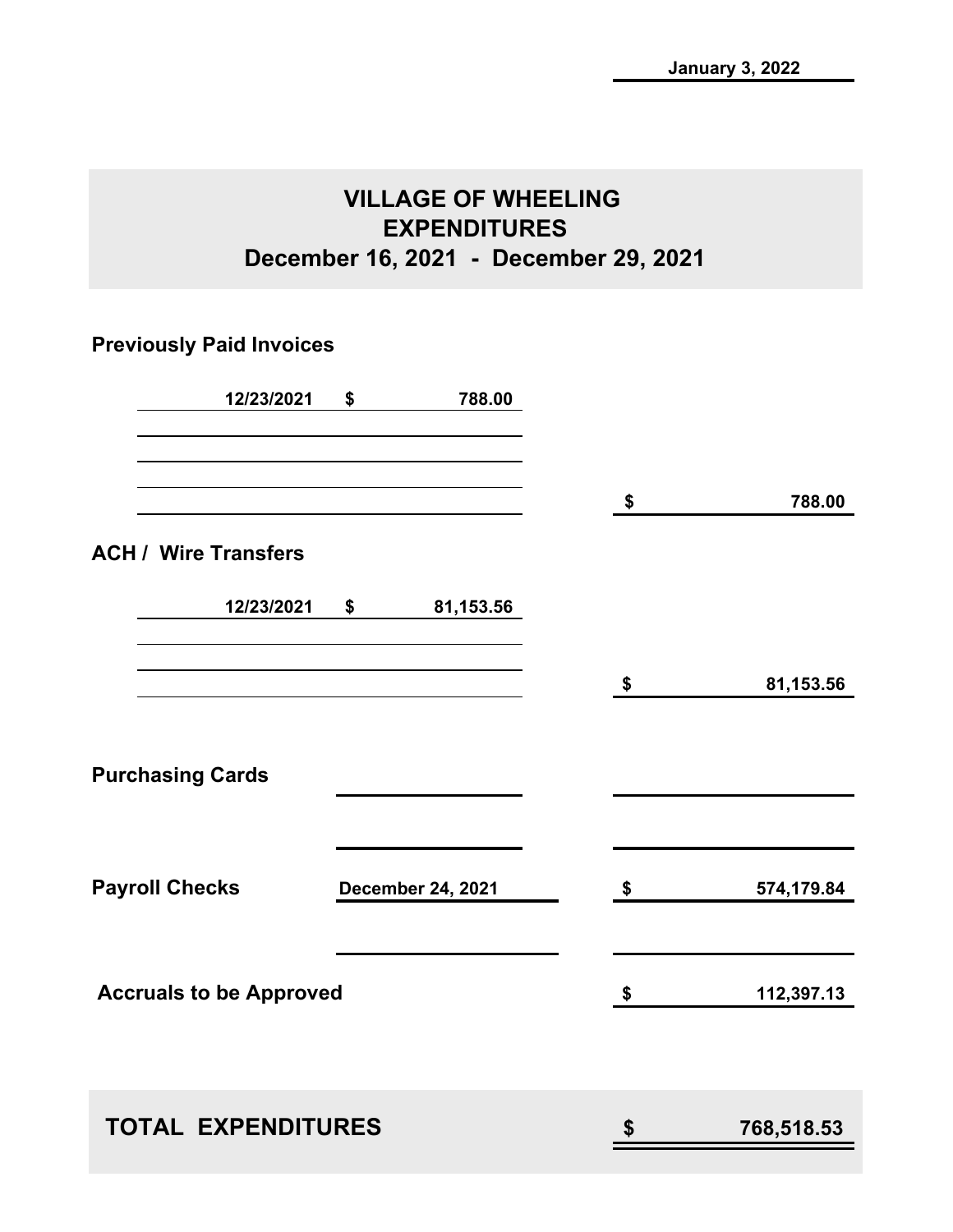January 3, 2022

# VILLAGE OF WHEELING
# EXPENDITURES
## December 16, 2021 - December 29, 2021

**Previously Paid Invoices**

| Date | Amount | Total |
|---|---|---|
| 12/23/2021 | $ 788.00 | |
| | | $ 788.00 |

**ACH / Wire Transfers**

| Date | Amount | Total |
|---|---|---|
| 12/23/2021 | $ 81,153.56 | |
| | | $ 81,153.56 |

**Purchasing Cards**

**Payroll Checks** — December 24, 2021 — $ 574,179.84

**Accruals to be Approved** — $ 112,397.13

**TOTAL EXPENDITURES** — $ 768,518.53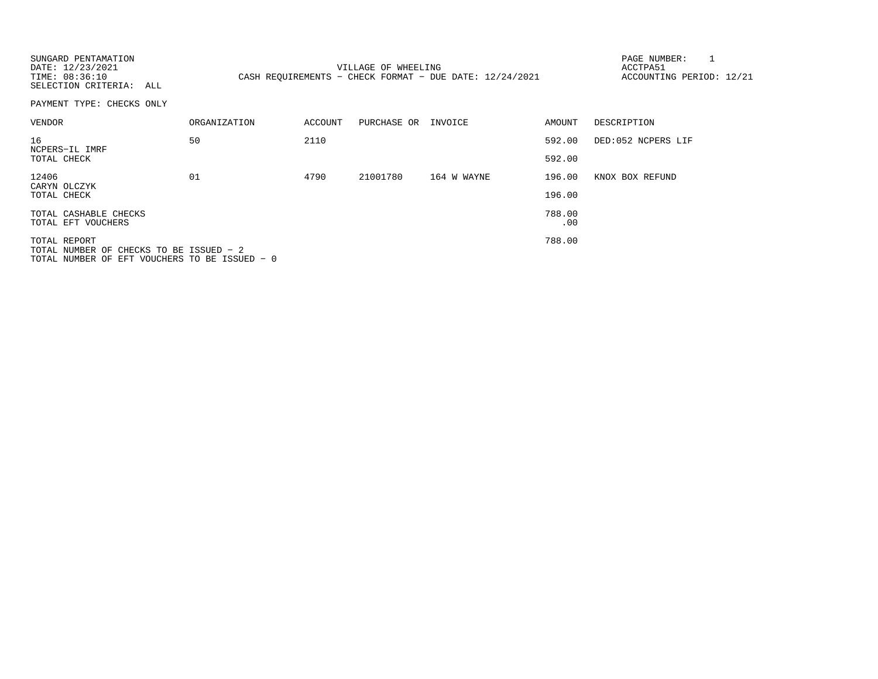SUNGARD PENTAMATION
DATE: 12/23/2021
TIME: 08:36:10
SELECTION CRITERIA: ALL

VILLAGE OF WHEELING
CASH REQUIREMENTS - CHECK FORMAT - DUE DATE: 12/24/2021

PAGE NUMBER: 1
ACCTPA51
ACCOUNTING PERIOD: 12/21

PAYMENT TYPE: CHECKS ONLY

| VENDOR | ORGANIZATION | ACCOUNT | PURCHASE OR | INVOICE | AMOUNT | DESCRIPTION |
|---|---|---|---|---|---|---|
| 16 NCPERS-IL IMRF | 50 | 2110 | | | 592.00 | DED:052 NCPERS LIF |
| TOTAL CHECK | | | | | 592.00 | |
| 12406 CARYN OLCZYK | 01 | 4790 | 21001780 | 164 W WAYNE | 196.00 | KNOX BOX REFUND |
| TOTAL CHECK | | | | | 196.00 | |
| TOTAL CASHABLE CHECKS | | | | | 788.00 | |
| TOTAL EFT VOUCHERS | | | | | .00 | |
| TOTAL REPORT | | | | | 788.00 | |

TOTAL NUMBER OF CHECKS TO BE ISSUED - 2
TOTAL NUMBER OF EFT VOUCHERS TO BE ISSUED - 0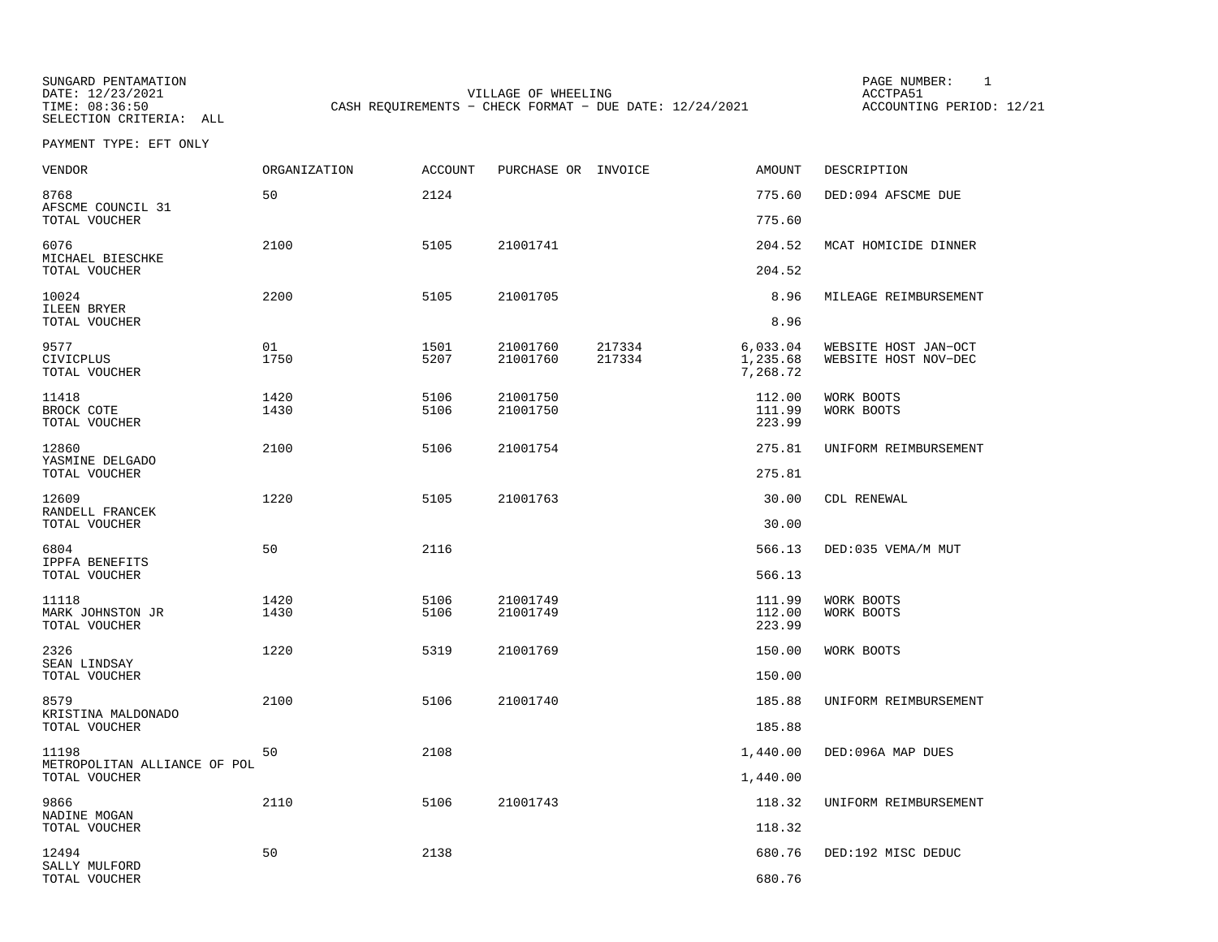SUNGARD PENTAMATION
DATE: 12/23/2021
TIME: 08:36:50
SELECTION CRITERIA: ALL

VILLAGE OF WHEELING
CASH REQUIREMENTS - CHECK FORMAT - DUE DATE: 12/24/2021

PAGE NUMBER: 1
ACCTPA51
ACCOUNTING PERIOD: 12/21

PAYMENT TYPE: EFT ONLY

| VENDOR | ORGANIZATION | ACCOUNT | PURCHASE OR | INVOICE | AMOUNT | DESCRIPTION |
|---|---|---|---|---|---|---|
| 8768 | 50 | 2124 | | | 775.60 | DED:094 AFSCME DUE |
| AFSCME COUNCIL 31 | | | | | | |
| TOTAL VOUCHER | | | | | 775.60 | |
| 6076 | 2100 | 5105 | 21001741 | | 204.52 | MCAT HOMICIDE DINNER |
| MICHAEL BIESCHKE | | | | | | |
| TOTAL VOUCHER | | | | | 204.52 | |
| 10024 | 2200 | 5105 | 21001705 | | 8.96 | MILEAGE REIMBURSEMENT |
| ILEEN BRYER | | | | | | |
| TOTAL VOUCHER | | | | | 8.96 | |
| 9577 | 01 | 1501 | 21001760 | 217334 | 6,033.04 | WEBSITE HOST JAN-OCT |
| CIVICPLUS | 1750 | 5207 | 21001760 | 217334 | 1,235.68 | WEBSITE HOST NOV-DEC |
| TOTAL VOUCHER | | | | | 7,268.72 | |
| 11418 | 1420 | 5106 | 21001750 | | 112.00 | WORK BOOTS |
| BROCK COTE | 1430 | 5106 | 21001750 | | 111.99 | WORK BOOTS |
| TOTAL VOUCHER | | | | | 223.99 | |
| 12860 | 2100 | 5106 | 21001754 | | 275.81 | UNIFORM REIMBURSEMENT |
| YASMINE DELGADO | | | | | | |
| TOTAL VOUCHER | | | | | 275.81 | |
| 12609 | 1220 | 5105 | 21001763 | | 30.00 | CDL RENEWAL |
| RANDELL FRANCEK | | | | | | |
| TOTAL VOUCHER | | | | | 30.00 | |
| 6804 | 50 | 2116 | | | 566.13 | DED:035 VEMA/M MUT |
| IPPFA BENEFITS | | | | | | |
| TOTAL VOUCHER | | | | | 566.13 | |
| 11118 | 1420 | 5106 | 21001749 | | 111.99 | WORK BOOTS |
| MARK JOHNSTON JR | 1430 | 5106 | 21001749 | | 112.00 | WORK BOOTS |
| TOTAL VOUCHER | | | | | 223.99 | |
| 2326 | 1220 | 5319 | 21001769 | | 150.00 | WORK BOOTS |
| SEAN LINDSAY | | | | | | |
| TOTAL VOUCHER | | | | | 150.00 | |
| 8579 | 2100 | 5106 | 21001740 | | 185.88 | UNIFORM REIMBURSEMENT |
| KRISTINA MALDONADO | | | | | | |
| TOTAL VOUCHER | | | | | 185.88 | |
| 11198 | 50 | 2108 | | | 1,440.00 | DED:096A MAP DUES |
| METROPOLITAN ALLIANCE OF POL | | | | | | |
| TOTAL VOUCHER | | | | | 1,440.00 | |
| 9866 | 2110 | 5106 | 21001743 | | 118.32 | UNIFORM REIMBURSEMENT |
| NADINE MOGAN | | | | | | |
| TOTAL VOUCHER | | | | | 118.32 | |
| 12494 | 50 | 2138 | | | 680.76 | DED:192 MISC DEDUC |
| SALLY MULFORD | | | | | | |
| TOTAL VOUCHER | | | | | 680.76 | |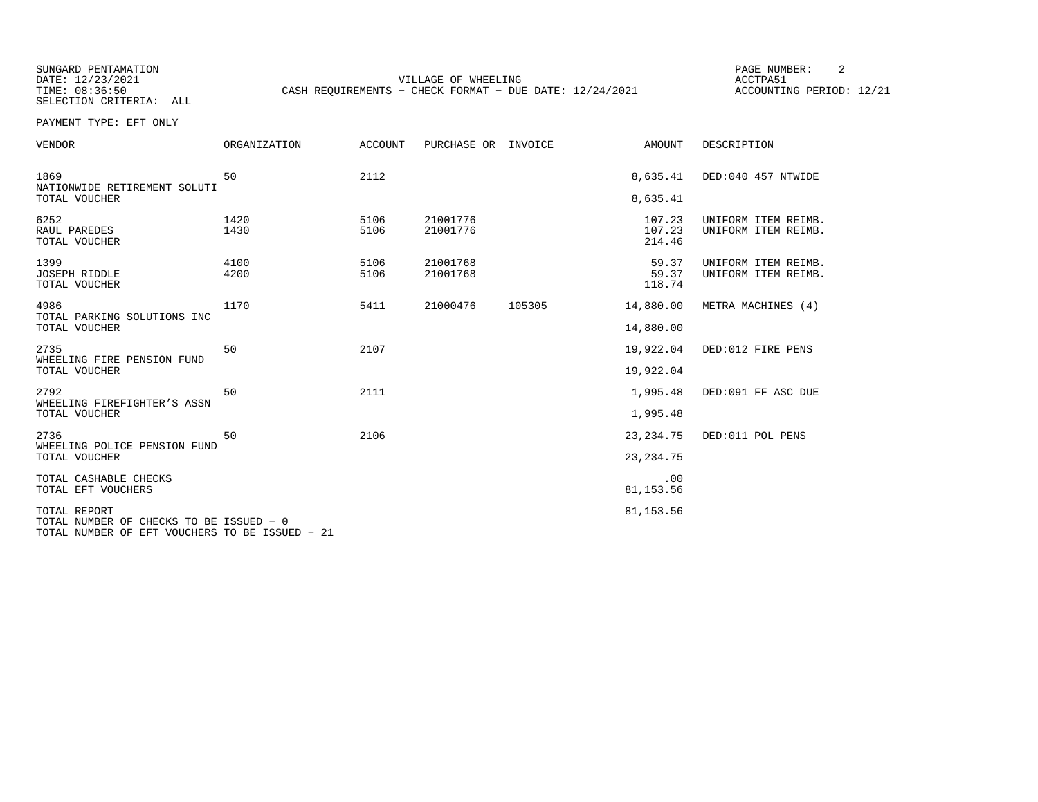SUNGARD PENTAMATION
DATE: 12/23/2021
TIME: 08:36:50
SELECTION CRITERIA: ALL

VILLAGE OF WHEELING
CASH REQUIREMENTS - CHECK FORMAT - DUE DATE: 12/24/2021

ACCTPA51
ACCOUNTING PERIOD: 12/21

PAYMENT TYPE: EFT ONLY

| VENDOR | ORGANIZATION | ACCOUNT | PURCHASE OR | INVOICE | AMOUNT | DESCRIPTION |
|---|---|---|---|---|---|---|
| 1869 | 50 | 2112 | | | 8,635.41 | DED:040 457 NTWIDE |
| NATIONWIDE RETIREMENT SOLUTI | | | | | | |
| TOTAL VOUCHER | | | | | 8,635.41 | |
| 6252 | 1420 | 5106 | 21001776 | | 107.23 | UNIFORM ITEM REIMB. |
| RAUL PAREDES | 1430 | 5106 | 21001776 | | 107.23 | UNIFORM ITEM REIMB. |
| TOTAL VOUCHER | | | | | 214.46 | |
| 1399 | 4100 | 5106 | 21001768 | | 59.37 | UNIFORM ITEM REIMB. |
| JOSEPH RIDDLE | 4200 | 5106 | 21001768 | | 59.37 | UNIFORM ITEM REIMB. |
| TOTAL VOUCHER | | | | | 118.74 | |
| 4986 | 1170 | 5411 | 21000476 | 105305 | 14,880.00 | METRA MACHINES (4) |
| TOTAL PARKING SOLUTIONS INC | | | | | | |
| TOTAL VOUCHER | | | | | 14,880.00 | |
| 2735 | 50 | 2107 | | | 19,922.04 | DED:012 FIRE PENS |
| WHEELING FIRE PENSION FUND | | | | | | |
| TOTAL VOUCHER | | | | | 19,922.04 | |
| 2792 | 50 | 2111 | | | 1,995.48 | DED:091 FF ASC DUE |
| WHEELING FIREFIGHTER'S ASSN | | | | | | |
| TOTAL VOUCHER | | | | | 1,995.48 | |
| 2736 | 50 | 2106 | | | 23,234.75 | DED:011 POL PENS |
| WHEELING POLICE PENSION FUND | | | | | | |
| TOTAL VOUCHER | | | | | 23,234.75 | |
| TOTAL CASHABLE CHECKS | | | | | .00 | |
| TOTAL EFT VOUCHERS | | | | | 81,153.56 | |
| TOTAL REPORT | | | | | 81,153.56 | |

TOTAL NUMBER OF CHECKS TO BE ISSUED - 0
TOTAL NUMBER OF EFT VOUCHERS TO BE ISSUED - 21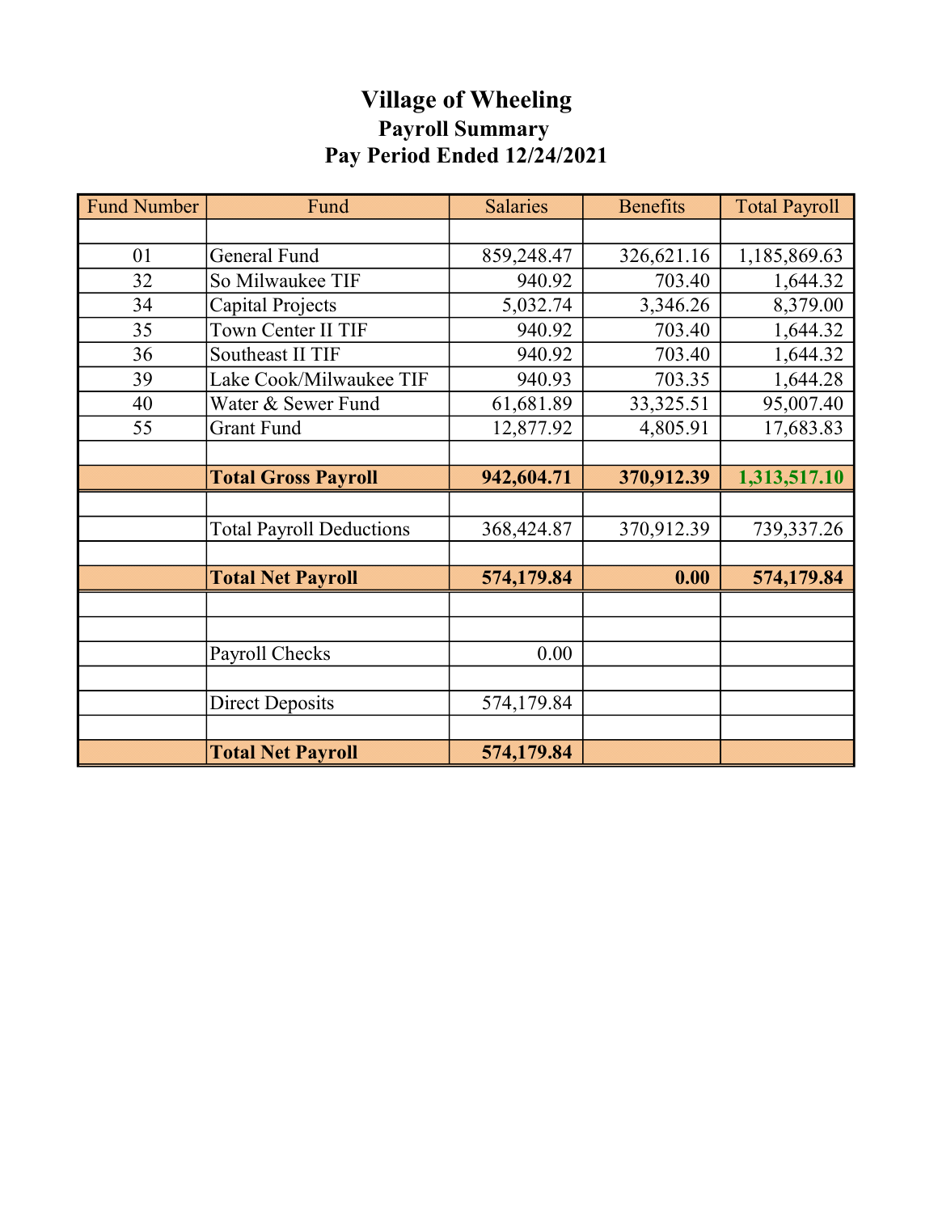# Village of Wheeling

## Payroll Summary

## Pay Period Ended 12/24/2021

| Fund Number | Fund | Salaries | Benefits | Total Payroll |
|---|---|---|---|---|
| | | | | |
| 01 | General Fund | 859,248.47 | 326,621.16 | 1,185,869.63 |
| 32 | So Milwaukee TIF | 940.92 | 703.40 | 1,644.32 |
| 34 | Capital Projects | 5,032.74 | 3,346.26 | 8,379.00 |
| 35 | Town Center II TIF | 940.92 | 703.40 | 1,644.32 |
| 36 | Southeast II TIF | 940.92 | 703.40 | 1,644.32 |
| 39 | Lake Cook/Milwaukee TIF | 940.93 | 703.35 | 1,644.28 |
| 40 | Water & Sewer Fund | 61,681.89 | 33,325.51 | 95,007.40 |
| 55 | Grant Fund | 12,877.92 | 4,805.91 | 17,683.83 |
| | | | | |
| | **Total Gross Payroll** | **942,604.71** | **370,912.39** | **1,313,517.10** |
| | | | | |
| | Total Payroll Deductions | 368,424.87 | 370,912.39 | 739,337.26 |
| | | | | |
| | **Total Net Payroll** | **574,179.84** | **0.00** | **574,179.84** |
| | | | | |
| | | | | |
| | Payroll Checks | 0.00 | | |
| | | | | |
| | Direct Deposits | 574,179.84 | | |
| | | | | |
| | **Total Net Payroll** | **574,179.84** | | |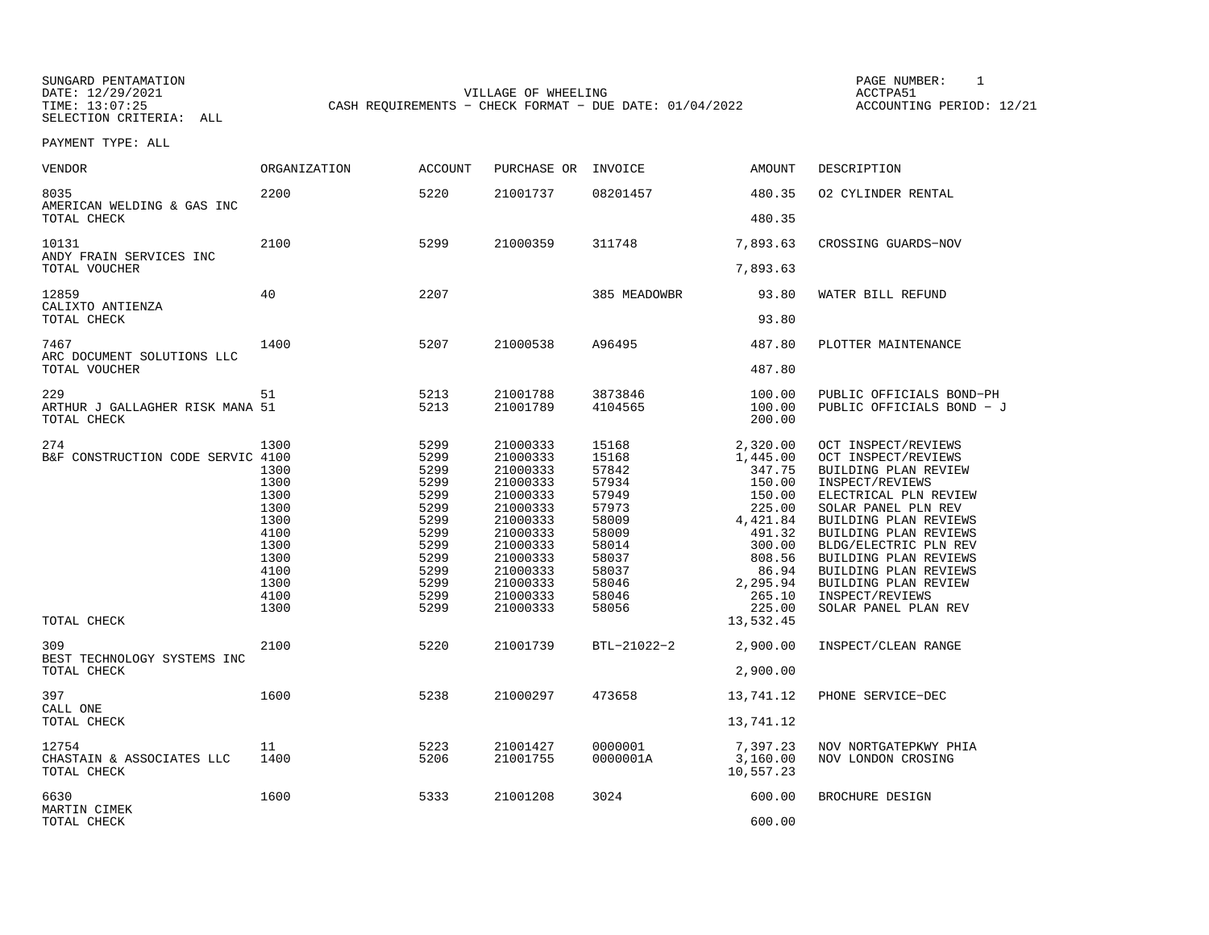SUNGARD PENTAMATION
DATE: 12/29/2021
TIME: 13:07:25
SELECTION CRITERIA: ALL

VILLAGE OF WHEELING
CASH REQUIREMENTS - CHECK FORMAT - DUE DATE: 01/04/2022

PAGE NUMBER: 1
ACCTPA51
ACCOUNTING PERIOD: 12/21

PAYMENT TYPE: ALL

| VENDOR | ORGANIZATION | ACCOUNT | PURCHASE OR | INVOICE | AMOUNT | DESCRIPTION |
|---|---|---|---|---|---|---|
| 8035 | 2200 | 5220 | 21001737 | 08201457 | 480.35 | O2 CYLINDER RENTAL |
| AMERICAN WELDING & GAS INC | | | | | | |
| TOTAL CHECK | | | | | 480.35 | |
| 10131 | 2100 | 5299 | 21000359 | 311748 | 7,893.63 | CROSSING GUARDS-NOV |
| ANDY FRAIN SERVICES INC | | | | | | |
| TOTAL VOUCHER | | | | | 7,893.63 | |
| 12859 | 40 | 2207 | | 385 MEADOWBR | 93.80 | WATER BILL REFUND |
| CALIXTO ANTIENZA | | | | | | |
| TOTAL CHECK | | | | | 93.80 | |
| 7467 | 1400 | 5207 | 21000538 | A96495 | 487.80 | PLOTTER MAINTENANCE |
| ARC DOCUMENT SOLUTIONS LLC | | | | | | |
| TOTAL VOUCHER | | | | | 487.80 | |
| 229 | 51 | 5213 | 21001788 | 3873846 | 100.00 | PUBLIC OFFICIALS BOND-PH |
| ARTHUR J GALLAGHER RISK MANA | 51 | 5213 | 21001789 | 4104565 | 100.00 | PUBLIC OFFICIALS BOND - J |
| TOTAL CHECK | | | | | 200.00 | |
| 274 | 1300 | 5299 | 21000333 | 15168 | 2,320.00 | OCT INSPECT/REVIEWS |
| B&F CONSTRUCTION CODE SERVIC | 4100 | 5299 | 21000333 | 15168 | 1,445.00 | OCT INSPECT/REVIEWS |
| | 1300 | 5299 | 21000333 | 57842 | 347.75 | BUILDING PLAN REVIEW |
| | 1300 | 5299 | 21000333 | 57934 | 150.00 | INSPECT/REVIEWS |
| | 1300 | 5299 | 21000333 | 57949 | 150.00 | ELECTRICAL PLN REVIEW |
| | 1300 | 5299 | 21000333 | 57973 | 225.00 | SOLAR PANEL PLN REV |
| | 1300 | 5299 | 21000333 | 58009 | 4,421.84 | BUILDING PLAN REVIEWS |
| | 4100 | 5299 | 21000333 | 58009 | 491.32 | BUILDING PLAN REVIEWS |
| | 1300 | 5299 | 21000333 | 58014 | 300.00 | BLDG/ELECTRIC PLN REV |
| | 1300 | 5299 | 21000333 | 58037 | 808.56 | BUILDING PLAN REVIEWS |
| | 4100 | 5299 | 21000333 | 58037 | 86.94 | BUILDING PLAN REVIEWS |
| | 1300 | 5299 | 21000333 | 58046 | 2,295.94 | BUILDING PLAN REVIEW |
| | 4100 | 5299 | 21000333 | 58046 | 265.10 | INSPECT/REVIEWS |
| | 1300 | 5299 | 21000333 | 58056 | 225.00 | SOLAR PANEL PLAN REV |
| TOTAL CHECK | | | | | 13,532.45 | |
| 309 | 2100 | 5220 | 21001739 | BTL-21022-2 | 2,900.00 | INSPECT/CLEAN RANGE |
| BEST TECHNOLOGY SYSTEMS INC | | | | | | |
| TOTAL CHECK | | | | | 2,900.00 | |
| 397 | 1600 | 5238 | 21000297 | 473658 | 13,741.12 | PHONE SERVICE-DEC |
| CALL ONE | | | | | | |
| TOTAL CHECK | | | | | 13,741.12 | |
| 12754 | 11 | 5223 | 21001427 | 0000001 | 7,397.23 | NOV NORTGATEPKWY PHIA |
| CHASTAIN & ASSOCIATES LLC | 1400 | 5206 | 21001755 | 0000001A | 3,160.00 | NOV LONDON CROSING |
| TOTAL CHECK | | | | | 10,557.23 | |
| 6630 | 1600 | 5333 | 21001208 | 3024 | 600.00 | BROCHURE DESIGN |
| MARTIN CIMEK | | | | | | |
| TOTAL CHECK | | | | | 600.00 | |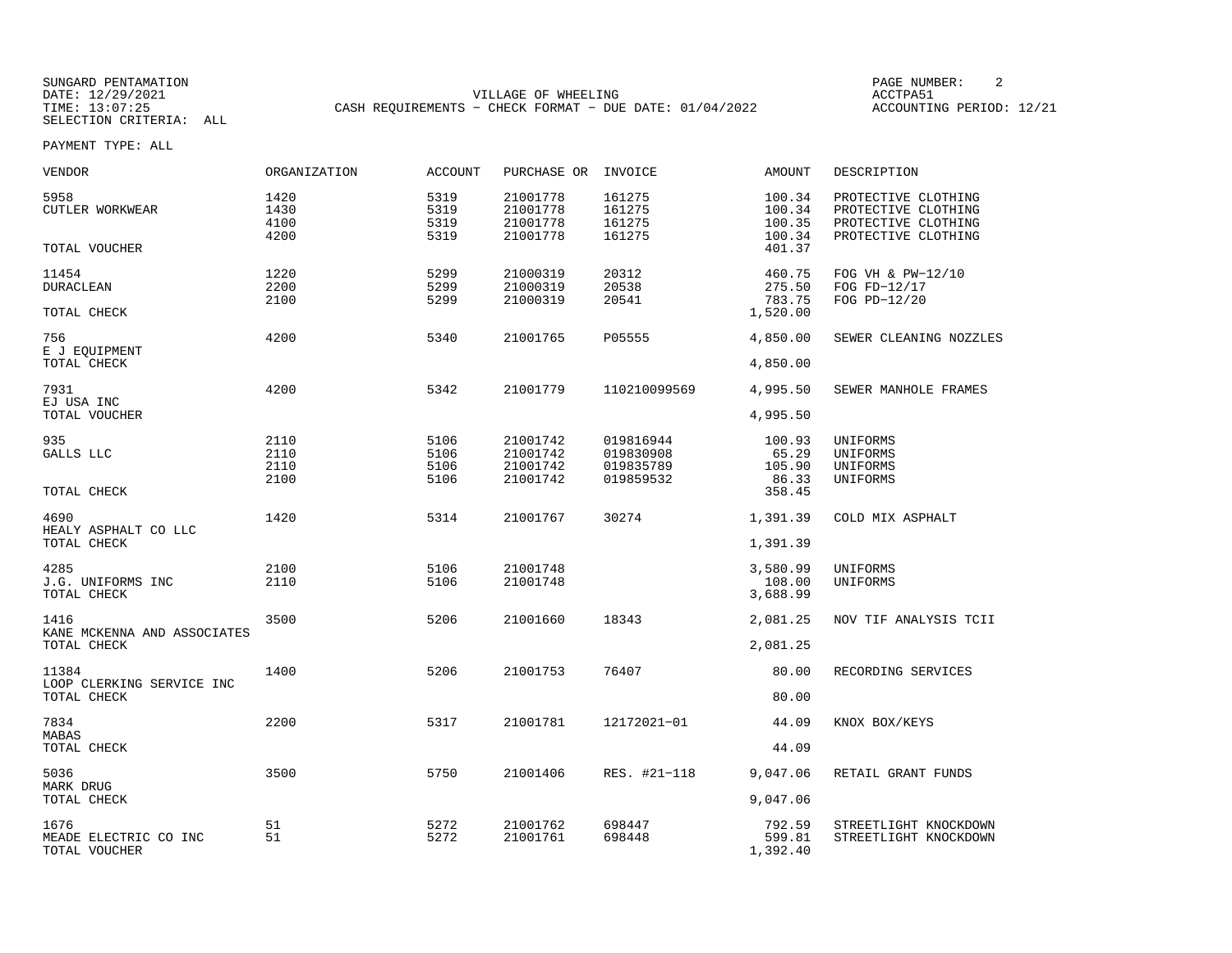SUNGARD PENTAMATION
DATE: 12/29/2021
TIME: 13:07:25
SELECTION CRITERIA: ALL

VILLAGE OF WHEELING
CASH REQUIREMENTS - CHECK FORMAT - DUE DATE: 01/04/2022

ACCTPA51
ACCOUNTING PERIOD: 12/21

PAYMENT TYPE: ALL

| VENDOR | ORGANIZATION | ACCOUNT | PURCHASE OR | INVOICE | AMOUNT | DESCRIPTION |
|---|---|---|---|---|---|---|
| 5958 | 1420 | 5319 | 21001778 | 161275 | 100.34 | PROTECTIVE CLOTHING |
| CUTLER WORKWEAR | 1430 | 5319 | 21001778 | 161275 | 100.34 | PROTECTIVE CLOTHING |
| | 4100 | 5319 | 21001778 | 161275 | 100.35 | PROTECTIVE CLOTHING |
| | 4200 | 5319 | 21001778 | 161275 | 100.34 | PROTECTIVE CLOTHING |
| TOTAL VOUCHER | | | | | 401.37 | |
| 11454 | 1220 | 5299 | 21000319 | 20312 | 460.75 | FOG VH & PW-12/10 |
| DURACLEAN | 2200 | 5299 | 21000319 | 20538 | 275.50 | FOG FD-12/17 |
| | 2100 | 5299 | 21000319 | 20541 | 783.75 | FOG PD-12/20 |
| TOTAL CHECK | | | | | 1,520.00 | |
| 756 | 4200 | 5340 | 21001765 | P05555 | 4,850.00 | SEWER CLEANING NOZZLES |
| E J EQUIPMENT | | | | | | |
| TOTAL CHECK | | | | | 4,850.00 | |
| 7931 | 4200 | 5342 | 21001779 | 110210099569 | 4,995.50 | SEWER MANHOLE FRAMES |
| EJ USA INC | | | | | | |
| TOTAL VOUCHER | | | | | 4,995.50 | |
| 935 | 2110 | 5106 | 21001742 | 019816944 | 100.93 | UNIFORMS |
| GALLS LLC | 2110 | 5106 | 21001742 | 019830908 | 65.29 | UNIFORMS |
| | 2110 | 5106 | 21001742 | 019835789 | 105.90 | UNIFORMS |
| | 2100 | 5106 | 21001742 | 019859532 | 86.33 | UNIFORMS |
| TOTAL CHECK | | | | | 358.45 | |
| 4690 | 1420 | 5314 | 21001767 | 30274 | 1,391.39 | COLD MIX ASPHALT |
| HEALY ASPHALT CO LLC | | | | | | |
| TOTAL CHECK | | | | | 1,391.39 | |
| 4285 | 2100 | 5106 | 21001748 | | 3,580.99 | UNIFORMS |
| J.G. UNIFORMS INC | 2110 | 5106 | 21001748 | | 108.00 | UNIFORMS |
| TOTAL CHECK | | | | | 3,688.99 | |
| 1416 | 3500 | 5206 | 21001660 | 18343 | 2,081.25 | NOV TIF ANALYSIS TCII |
| KANE MCKENNA AND ASSOCIATES | | | | | | |
| TOTAL CHECK | | | | | 2,081.25 | |
| 11384 | 1400 | 5206 | 21001753 | 76407 | 80.00 | RECORDING SERVICES |
| LOOP CLERKING SERVICE INC | | | | | | |
| TOTAL CHECK | | | | | 80.00 | |
| 7834 | 2200 | 5317 | 21001781 | 12172021-01 | 44.09 | KNOX BOX/KEYS |
| MABAS | | | | | | |
| TOTAL CHECK | | | | | 44.09 | |
| 5036 | 3500 | 5750 | 21001406 | RES. #21-118 | 9,047.06 | RETAIL GRANT FUNDS |
| MARK DRUG | | | | | | |
| TOTAL CHECK | | | | | 9,047.06 | |
| 1676 | 51 | 5272 | 21001762 | 698447 | 792.59 | STREETLIGHT KNOCKDOWN |
| MEADE ELECTRIC CO INC | 51 | 5272 | 21001761 | 698448 | 599.81 | STREETLIGHT KNOCKDOWN |
| TOTAL VOUCHER | | | | | 1,392.40 | |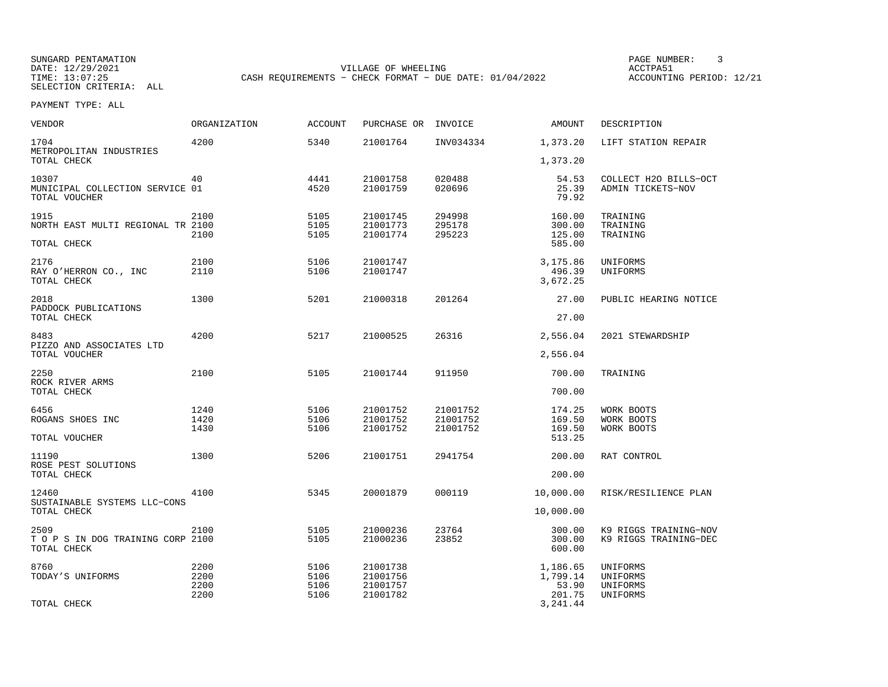SUNGARD PENTAMATION
DATE: 12/29/2021
TIME: 13:07:25
SELECTION CRITERIA: ALL

VILLAGE OF WHEELING
CASH REQUIREMENTS - CHECK FORMAT - DUE DATE: 01/04/2022

ACCTPA51
ACCOUNTING PERIOD: 12/21

PAYMENT TYPE: ALL

| VENDOR | ORGANIZATION | ACCOUNT | PURCHASE OR | INVOICE | AMOUNT | DESCRIPTION |
|---|---|---|---|---|---|---|
| 1704 | 4200 | 5340 | 21001764 | INV034334 | 1,373.20 | LIFT STATION REPAIR |
| METROPOLITAN INDUSTRIES | | | | | | |
| TOTAL CHECK | | | | | 1,373.20 | |
| 10307 | 40 | 4441 | 21001758 | 020488 | 54.53 | COLLECT H2O BILLS-OCT |
| MUNICIPAL COLLECTION SERVICE | 01 | 4520 | 21001759 | 020696 | 25.39 | ADMIN TICKETS-NOV |
| TOTAL VOUCHER | | | | | 79.92 | |
| 1915 | 2100 | 5105 | 21001745 | 294998 | 160.00 | TRAINING |
| NORTH EAST MULTI REGIONAL TR | 2100 | 5105 | 21001773 | 295178 | 300.00 | TRAINING |
| | 2100 | 5105 | 21001774 | 295223 | 125.00 | TRAINING |
| TOTAL CHECK | | | | | 585.00 | |
| 2176 | 2100 | 5106 | 21001747 | | 3,175.86 | UNIFORMS |
| RAY O'HERRON CO., INC | 2110 | 5106 | 21001747 | | 496.39 | UNIFORMS |
| TOTAL CHECK | | | | | 3,672.25 | |
| 2018 | 1300 | 5201 | 21000318 | 201264 | 27.00 | PUBLIC HEARING NOTICE |
| PADDOCK PUBLICATIONS | | | | | | |
| TOTAL CHECK | | | | | 27.00 | |
| 8483 | 4200 | 5217 | 21000525 | 26316 | 2,556.04 | 2021 STEWARDSHIP |
| PIZZO AND ASSOCIATES LTD | | | | | | |
| TOTAL VOUCHER | | | | | 2,556.04 | |
| 2250 | 2100 | 5105 | 21001744 | 911950 | 700.00 | TRAINING |
| ROCK RIVER ARMS | | | | | | |
| TOTAL CHECK | | | | | 700.00 | |
| 6456 | 1240 | 5106 | 21001752 | 21001752 | 174.25 | WORK BOOTS |
| ROGANS SHOES INC | 1420 | 5106 | 21001752 | 21001752 | 169.50 | WORK BOOTS |
| | 1430 | 5106 | 21001752 | 21001752 | 169.50 | WORK BOOTS |
| TOTAL VOUCHER | | | | | 513.25 | |
| 11190 | 1300 | 5206 | 21001751 | 2941754 | 200.00 | RAT CONTROL |
| ROSE PEST SOLUTIONS | | | | | | |
| TOTAL CHECK | | | | | 200.00 | |
| 12460 | 4100 | 5345 | 20001879 | 000119 | 10,000.00 | RISK/RESILIENCE PLAN |
| SUSTAINABLE SYSTEMS LLC-CONS | | | | | | |
| TOTAL CHECK | | | | | 10,000.00 | |
| 2509 | 2100 | 5105 | 21000236 | 23764 | 300.00 | K9 RIGGS TRAINING-NOV |
| T O P S IN DOG TRAINING CORP | 2100 | 5105 | 21000236 | 23852 | 300.00 | K9 RIGGS TRAINING-DEC |
| TOTAL CHECK | | | | | 600.00 | |
| 8760 | 2200 | 5106 | 21001738 | | 1,186.65 | UNIFORMS |
| TODAY'S UNIFORMS | 2200 | 5106 | 21001756 | | 1,799.14 | UNIFORMS |
| | 2200 | 5106 | 21001757 | | 53.90 | UNIFORMS |
| | 2200 | 5106 | 21001782 | | 201.75 | UNIFORMS |
| TOTAL CHECK | | | | | 3,241.44 | |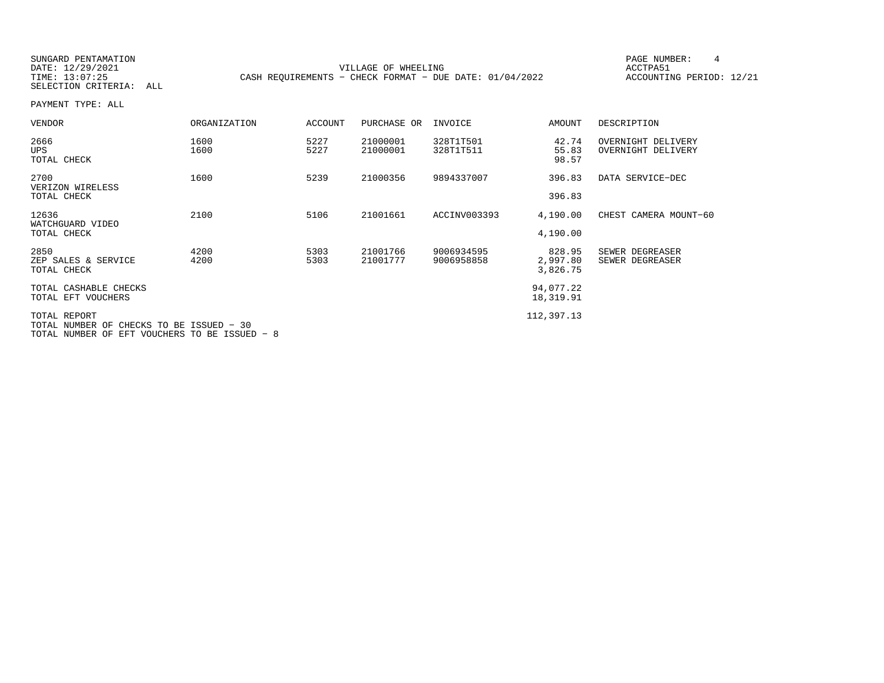SUNGARD PENTAMATION
DATE: 12/29/2021
TIME: 13:07:25
SELECTION CRITERIA: ALL

VILLAGE OF WHEELING
CASH REQUIREMENTS - CHECK FORMAT - DUE DATE: 01/04/2022

ACCTPA51
ACCOUNTING PERIOD: 12/21

PAYMENT TYPE: ALL

| VENDOR | ORGANIZATION | ACCOUNT | PURCHASE OR | INVOICE | AMOUNT | DESCRIPTION |
|---|---|---|---|---|---|---|
| 2666 | 1600 | 5227 | 21000001 | 328T1T501 | 42.74 | OVERNIGHT DELIVERY |
| UPS | 1600 | 5227 | 21000001 | 328T1T511 | 55.83 | OVERNIGHT DELIVERY |
| TOTAL CHECK | | | | | 98.57 | |
| 2700 | 1600 | 5239 | 21000356 | 9894337007 | 396.83 | DATA SERVICE-DEC |
| VERIZON WIRELESS | | | | | | |
| TOTAL CHECK | | | | | 396.83 | |
| 12636 | 2100 | 5106 | 21001661 | ACCINV003393 | 4,190.00 | CHEST CAMERA MOUNT-60 |
| WATCHGUARD VIDEO | | | | | | |
| TOTAL CHECK | | | | | 4,190.00 | |
| 2850 | 4200 | 5303 | 21001766 | 9006934595 | 828.95 | SEWER DEGREASER |
| ZEP SALES & SERVICE | 4200 | 5303 | 21001777 | 9006958858 | 2,997.80 | SEWER DEGREASER |
| TOTAL CHECK | | | | | 3,826.75 | |
| TOTAL CASHABLE CHECKS | | | | | 94,077.22 | |
| TOTAL EFT VOUCHERS | | | | | 18,319.91 | |
| TOTAL REPORT | | | | | 112,397.13 | |

TOTAL NUMBER OF CHECKS TO BE ISSUED - 30
TOTAL NUMBER OF EFT VOUCHERS TO BE ISSUED - 8